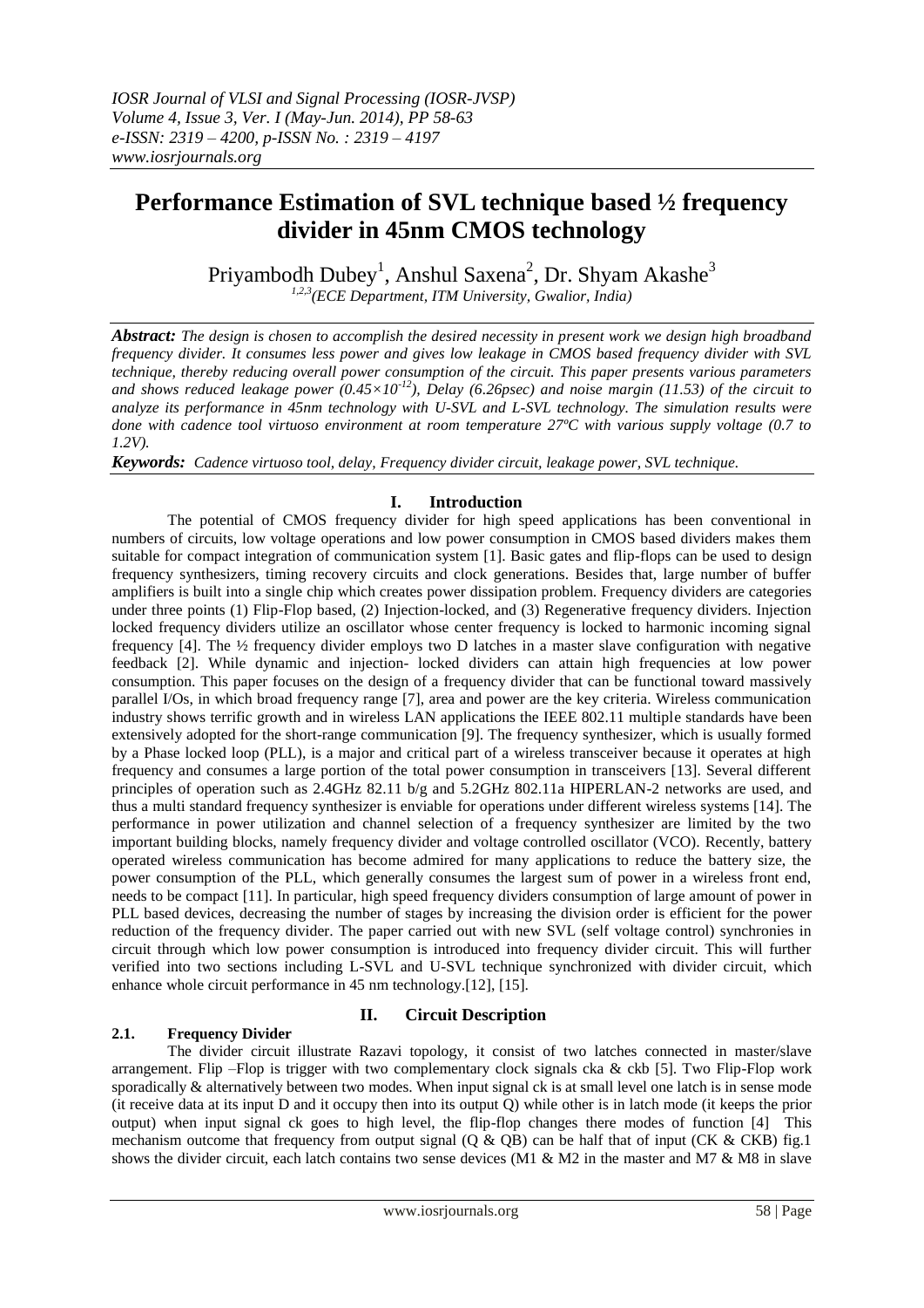# Performance Estimation of SVL technique based ½ frequency divider in 45nm CMOS technology

Priyambodh Dubey[1], Anshul Saxena[2], Dr. Shyam Akashe[3]

[1,2,3](ECE Department, ITM University, Gwalior, India)

***Abstract:*** *The design is chosen to accomplish the desired necessity in present work we design high broadband frequency divider. It consumes less power and gives low leakage in CMOS based frequency divider with SVL technique, thereby reducing overall power consumption of the circuit. This paper presents various parameters and shows reduced leakage power ($0.45\times10^{-12}$), Delay (6.26psec) and noise margin (11.53) of the circuit to analyze its performance in 45nm technology with U-SVL and L-SVL technology. The simulation results were done with cadence tool virtuoso environment at room temperature 27ºC with various supply voltage (0.7 to 1.2V).*

***Keywords:*** *Cadence virtuoso tool, delay, Frequency divider circuit, leakage power, SVL technique.*

## I. Introduction

The potential of CMOS frequency divider for high speed applications has been conventional in numbers of circuits, low voltage operations and low power consumption in CMOS based dividers makes them suitable for compact integration of communication system [1]. Basic gates and flip-flops can be used to design frequency synthesizers, timing recovery circuits and clock generations. Besides that, large number of buffer amplifiers is built into a single chip which creates power dissipation problem. Frequency dividers are categories under three points (1) Flip-Flop based, (2) Injection-locked, and (3) Regenerative frequency dividers. Injection locked frequency dividers utilize an oscillator whose center frequency is locked to harmonic incoming signal frequency [4]. The ½ frequency divider employs two D latches in a master slave configuration with negative feedback [2]. While dynamic and injection- locked dividers can attain high frequencies at low power consumption. This paper focuses on the design of a frequency divider that can be functional toward massively parallel I/Os, in which broad frequency range [7], area and power are the key criteria. Wireless communication industry shows terrific growth and in wireless LAN applications the IEEE 802.11 multiple standards have been extensively adopted for the short-range communication [9]. The frequency synthesizer, which is usually formed by a Phase locked loop (PLL), is a major and critical part of a wireless transceiver because it operates at high frequency and consumes a large portion of the total power consumption in transceivers [13]. Several different principles of operation such as 2.4GHz 82.11 b/g and 5.2GHz 802.11a HIPERLAN-2 networks are used, and thus a multi standard frequency synthesizer is enviable for operations under different wireless systems [14]. The performance in power utilization and channel selection of a frequency synthesizer are limited by the two important building blocks, namely frequency divider and voltage controlled oscillator (VCO). Recently, battery operated wireless communication has become admired for many applications to reduce the battery size, the power consumption of the PLL, which generally consumes the largest sum of power in a wireless front end, needs to be compact [11]. In particular, high speed frequency dividers consumption of large amount of power in PLL based devices, decreasing the number of stages by increasing the division order is efficient for the power reduction of the frequency divider. The paper carried out with new SVL (self voltage control) synchronies in circuit through which low power consumption is introduced into frequency divider circuit. This will further verified into two sections including L-SVL and U-SVL technique synchronized with divider circuit, which enhance whole circuit performance in 45 nm technology.[12], [15].

## II. Circuit Description

### 2.1. Frequency Divider

The divider circuit illustrate Razavi topology, it consist of two latches connected in master/slave arrangement. Flip –Flop is trigger with two complementary clock signals cka & ckb [5]. Two Flip-Flop work sporadically & alternatively between two modes. When input signal ck is at small level one latch is in sense mode (it receive data at its input D and it occupy then into its output Q) while other is in latch mode (it keeps the prior output) when input signal ck goes to high level, the flip-flop changes there modes of function [4] This mechanism outcome that frequency from output signal (Q & QB) can be half that of input (CK & CKB) fig.1 shows the divider circuit, each latch contains two sense devices (M1 & M2 in the master and M7 & M8 in slave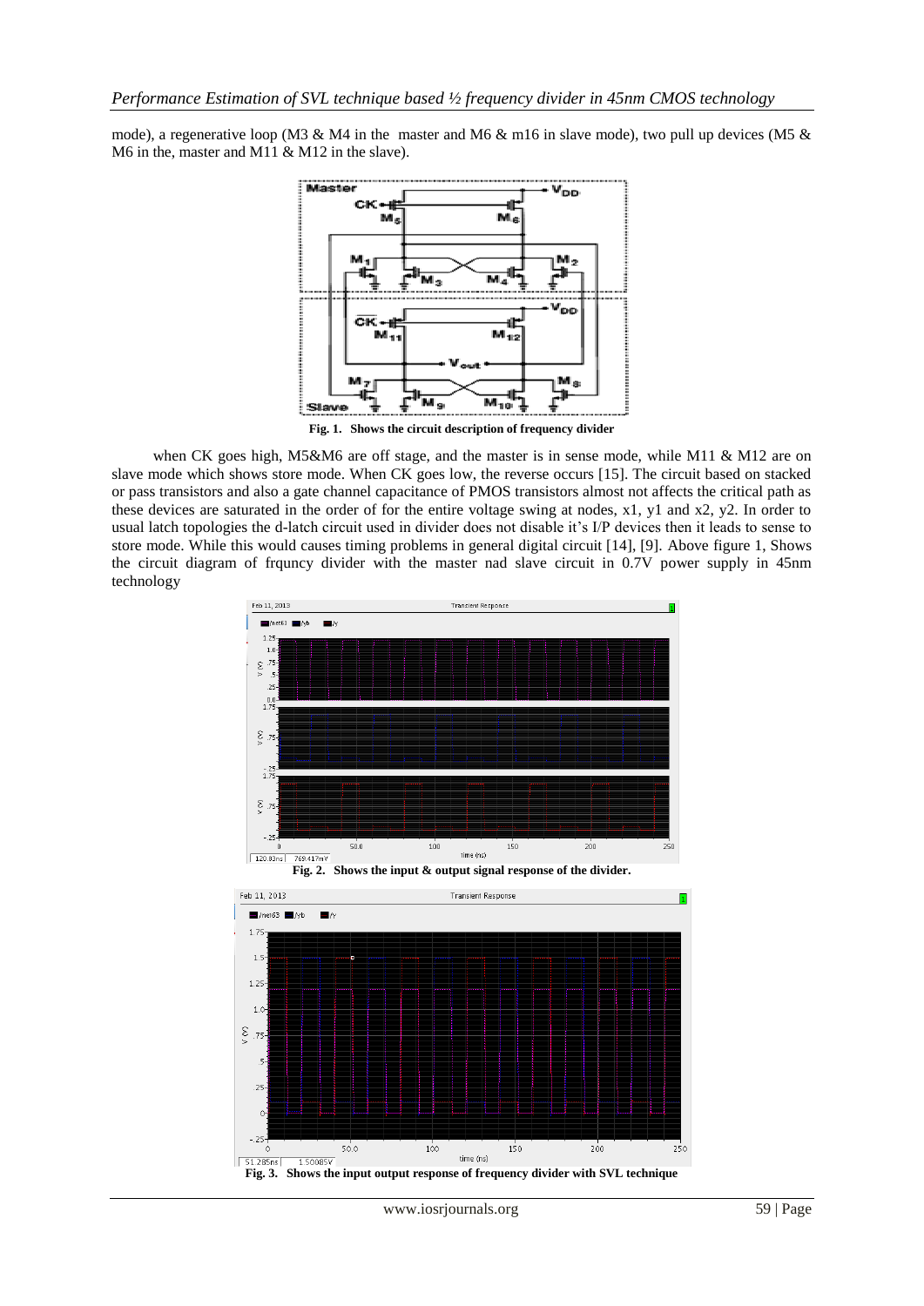mode), a regenerative loop (M3 & M4 in the master and M6 & m16 in slave mode), two pull up devices (M5 & M6 in the, master and M11 & M12 in the slave).

Fig. 1. Shows the circuit description of frequency divider

when CK goes high, M5&M6 are off stage, and the master is in sense mode, while M11 & M12 are on slave mode which shows store mode. When CK goes low, the reverse occurs [15]. The circuit based on stacked or pass transistors and also a gate channel capacitance of PMOS transistors almost not affects the critical path as these devices are saturated in the order of for the entire voltage swing at nodes, x1, y1 and x2, y2. In order to usual latch topologies the d-latch circuit used in divider does not disable it's I/P devices then it leads to sense to store mode. While this would causes timing problems in general digital circuit [14], [9]. Above figure 1, Shows the circuit diagram of frquncy divider with the master nad slave circuit in 0.7V power supply in 45nm technology

Fig. 2. Shows the input & output signal response of the divider.

Fig. 3. Shows the input output response of frequency divider with SVL technique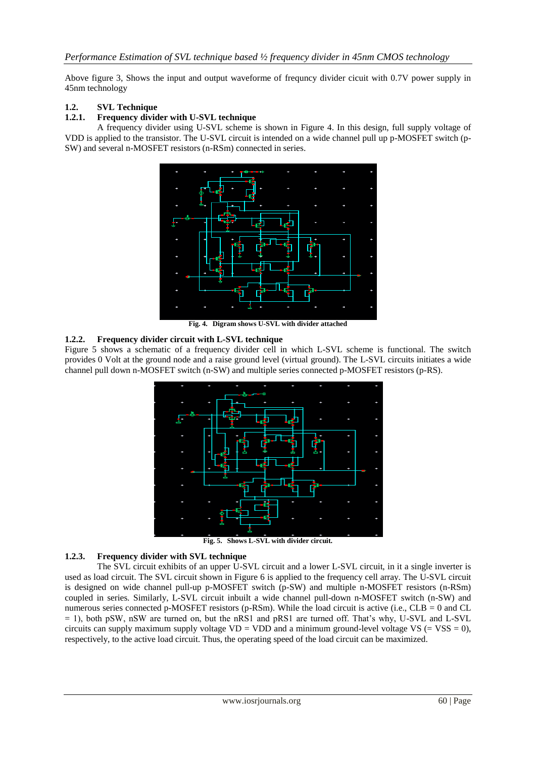Above figure 3, Shows the input and output waveforme of frequncy divider cicuit with 0.7V power supply in 45nm technology

## 1.2. SVL Technique

### 1.2.1. Frequency divider with U-SVL technique

A frequency divider using U-SVL scheme is shown in Figure 4. In this design, full supply voltage of VDD is applied to the transistor. The U-SVL circuit is intended on a wide channel pull up p-MOSFET switch (p-SW) and several n-MOSFET resistors (n-RSm) connected in series.

**Fig. 4. Digram shows U-SVL with divider attached**

### 1.2.2. Frequency divider circuit with L-SVL technique

Figure 5 shows a schematic of a frequency divider cell in which L-SVL scheme is functional. The switch provides 0 Volt at the ground node and a raise ground level (virtual ground). The L-SVL circuits initiates a wide channel pull down n-MOSFET switch (n-SW) and multiple series connected p-MOSFET resistors (p-RS).

**Fig. 5. Shows L-SVL with divider circuit.**

### 1.2.3. Frequency divider with SVL technique

The SVL circuit exhibits of an upper U-SVL circuit and a lower L-SVL circuit, in it a single inverter is used as load circuit. The SVL circuit shown in Figure 6 is applied to the frequency cell array. The U-SVL circuit is designed on wide channel pull-up p-MOSFET switch (p-SW) and multiple n-MOSFET resistors (n-RSm) coupled in series. Similarly, L-SVL circuit inbuilt a wide channel pull-down n-MOSFET switch (n-SW) and numerous series connected p-MOSFET resistors (p-RSm). While the load circuit is active (i.e., CLB = 0 and CL = 1), both pSW, nSW are turned on, but the nRS1 and pRS1 are turned off. That's why, U-SVL and L-SVL circuits can supply maximum supply voltage VD = VDD and a minimum ground-level voltage VS (= VSS = 0), respectively, to the active load circuit. Thus, the operating speed of the load circuit can be maximized.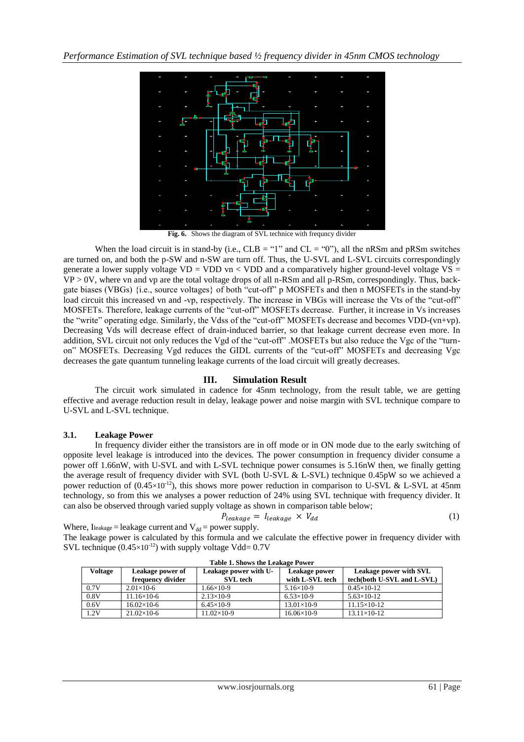Fig. 6. Shows the diagram of SVL technice with frequncy divider

When the load circuit is in stand-by (i.e., CLB = "1" and CL = "0"), all the nRSm and pRSm switches are turned on, and both the p-SW and n-SW are turn off. Thus, the U-SVL and L-SVL circuits correspondingly generate a lower supply voltage VD = VDD vn < VDD and a comparatively higher ground-level voltage VS = VP > 0V, where vn and vp are the total voltage drops of all n-RSm and all p-RSm, correspondingly. Thus, back-gate biases (VBGs) {i.e., source voltages} of both "cut-off" p MOSFETs and then n MOSFETs in the stand-by load circuit this increased vn and -vp, respectively. The increase in VBGs will increase the Vts of the "cut-off" MOSFETs. Therefore, leakage currents of the "cut-off" MOSFETs decrease. Further, it increase in Vs increases the "write" operating edge. Similarly, the Vdss of the "cut-off" MOSFETs decrease and becomes VDD-(vn+vp). Decreasing Vds will decrease effect of drain-induced barrier, so that leakage current decrease even more. In addition, SVL circuit not only reduces the Vgd of the "cut-off" .MOSFETs but also reduce the Vgc of the "turn-on" MOSFETs. Decreasing Vgd reduces the GIDL currents of the "cut-off" MOSFETs and decreasing Vgc decreases the gate quantum tunneling leakage currents of the load circuit will greatly decreases.

## III. Simulation Result

The circuit work simulated in cadence for 45nm technology, from the result table, we are getting effective and average reduction result in delay, leakage power and noise margin with SVL technique compare to U-SVL and L-SVL technique.

### 3.1. Leakage Power

In frequency divider either the transistors are in off mode or in ON mode due to the early switching of opposite level leakage is introduced into the devices. The power consumption in frequency divider consume a power off 1.66nW, with U-SVL and with L-SVL technique power consumes is 5.16nW then, we finally getting the average result of frequency divider with SVL (both U-SVL & L-SVL) technique 0.45pW so we achieved a power reduction of ($0.45\times10^{-12}$), this shows more power reduction in comparison to U-SVL & L-SVL at 45nm technology, so from this we analyses a power reduction of 24% using SVL technique with frequency divider. It can also be observed through varied supply voltage as shown in comparison table below;

$$P_{leakage} = I_{leakage} \times V_{dd} \tag{1}$$

Where, $I_{leakage}$ = leakage current and $V_{dd}$ = power supply.

The leakage power is calculated by this formula and we calculate the effective power in frequency divider with SVL technique ($0.45\times10^{-12}$) with supply voltage Vdd= 0.7V

**Table 1. Shows the Leakage Power**

| Voltage | Leakage power of frequency divider | Leakage power with U-SVL tech | Leakage power with L-SVL tech | Leakage power with SVL tech(both U-SVL and L-SVL) |
|---|---|---|---|---|
| 0.7V | 2.01×10-6 | 1.66×10-9 | 5.16×10-9 | 0.45×10-12 |
| 0.8V | 11.16×10-6 | 2.13×10-9 | 6.53×10-9 | 5.63×10-12 |
| 0.6V | 16.02×10-6 | 6.45×10-9 | 13.01×10-9 | 11.15×10-12 |
| 1.2V | 21.02×10-6 | 11.02×10-9 | 16.06×10-9 | 13.11×10-12 |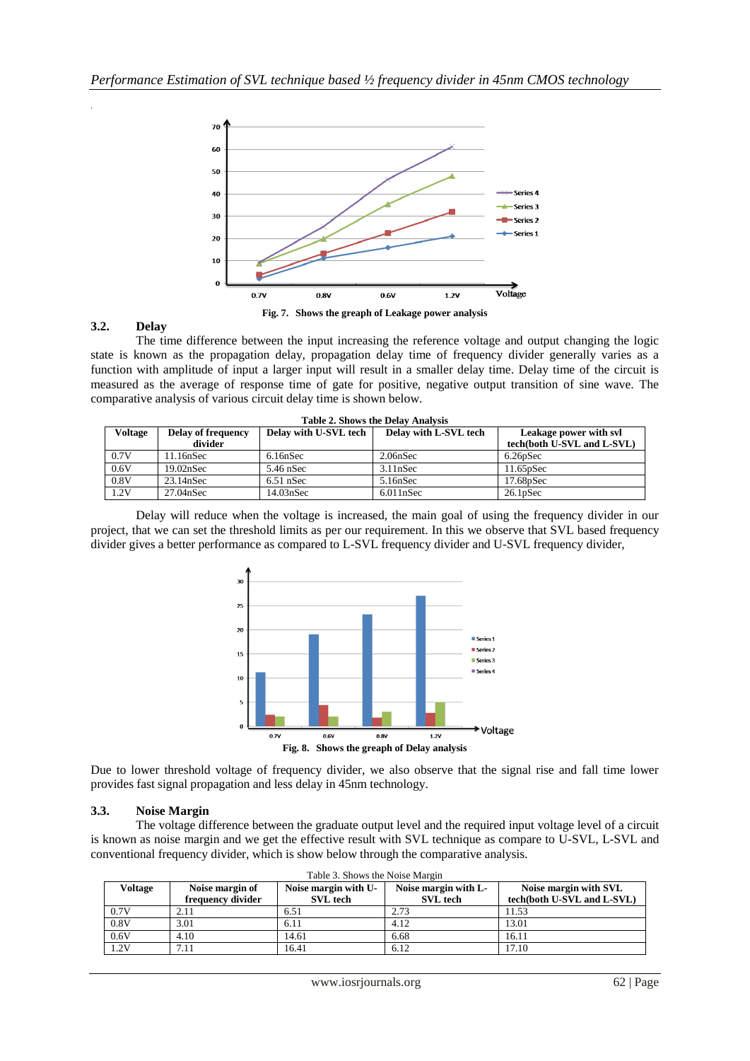Fig. 7. Shows the graph of Leakage power analysis

### 3.2. Delay

The time difference between the input increasing the reference voltage and output changing the logic state is known as the propagation delay, propagation delay time of frequency divider generally varies as a function with amplitude of input a larger input will result in a smaller delay time. Delay time of the circuit is measured as the average of response time of gate for positive, negative output transition of sine wave. The comparative analysis of various circuit delay time is shown below.

**Table 2. Shows the Delay Analysis**

| Voltage | Delay of frequency divider | Delay with U-SVL tech | Delay with L-SVL tech | Leakage power with svl tech(both U-SVL and L-SVL) |
|---|---|---|---|---|
| 0.7V | 11.16nSec | 6.16nSec | 2.06nSec | 6.26pSec |
| 0.6V | 19.02nSec | 5.46 nSec | 3.11nSec | 11.65pSec |
| 0.8V | 23.14nSec | 6.51 nSec | 5.16nSec | 17.68pSec |
| 1.2V | 27.04nSec | 14.03nSec | 6.011nSec | 26.1pSec |

Delay will reduce when the voltage is increased, the main goal of using the frequency divider in our project, that we can set the threshold limits as per our requirement. In this we observe that SVL based frequency divider gives a better performance as compared to L-SVL frequency divider and U-SVL frequency divider,

Fig. 8. Shows the graph of Delay analysis

Due to lower threshold voltage of frequency divider, we also observe that the signal rise and fall time lower provides fast signal propagation and less delay in 45nm technology.

### 3.3. Noise Margin

The voltage difference between the graduate output level and the required input voltage level of a circuit is known as noise margin and we get the effective result with SVL technique as compare to U-SVL, L-SVL and conventional frequency divider, which is show below the comparative analysis.

Table 3. Shows the Noise Margin

| Voltage | Noise margin of frequency divider | Noise margin with U-SVL tech | Noise margin with L-SVL tech | Noise margin with SVL tech(both U-SVL and L-SVL) |
|---|---|---|---|---|
| 0.7V | 2.11 | 6.51 | 2.73 | 11.53 |
| 0.8V | 3.01 | 6.11 | 4.12 | 13.01 |
| 0.6V | 4.10 | 14.61 | 6.68 | 16.11 |
| 1.2V | 7.11 | 16.41 | 6.12 | 17.10 |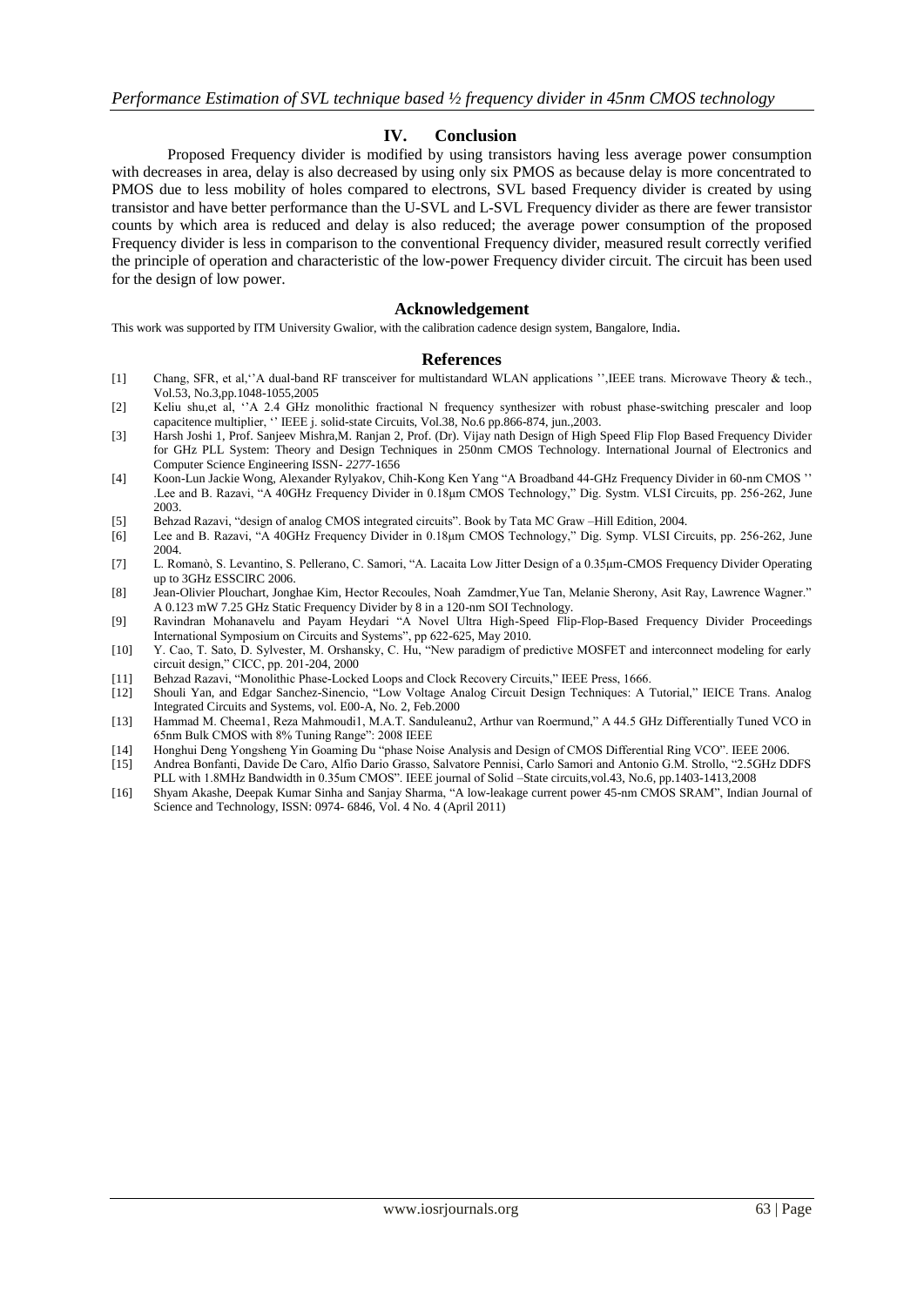## IV. Conclusion

Proposed Frequency divider is modified by using transistors having less average power consumption with decreases in area, delay is also decreased by using only six PMOS as because delay is more concentrated to PMOS due to less mobility of holes compared to electrons, SVL based Frequency divider is created by using transistor and have better performance than the U-SVL and L-SVL Frequency divider as there are fewer transistor counts by which area is reduced and delay is also reduced; the average power consumption of the proposed Frequency divider is less in comparison to the conventional Frequency divider, measured result correctly verified the principle of operation and characteristic of the low-power Frequency divider circuit. The circuit has been used for the design of low power.

## Acknowledgement

This work was supported by ITM University Gwalior, with the calibration cadence design system, Bangalore, India.

## References

[1] Chang, SFR, et al,''A dual-band RF transceiver for multistandard WLAN applications '',IEEE trans. Microwave Theory & tech., Vol.53, No.3,pp.1048-1055,2005

[2] Keliu shu,et al, ''A 2.4 GHz monolithic fractional N frequency synthesizer with robust phase-switching prescaler and loop capacitence multiplier, '' IEEE j. solid-state Circuits, Vol.38, No.6 pp.866-874, jun.,2003.

[3] Harsh Joshi 1, Prof. Sanjeev Mishra,M. Ranjan 2, Prof. (Dr). Vijay nath Design of High Speed Flip Flop Based Frequency Divider for GHz PLL System: Theory and Design Techniques in 250nm CMOS Technology. International Journal of Electronics and Computer Science Engineering ISSN- *2277*-1656

[4] Koon-Lun Jackie Wong, Alexander Rylyakov, Chih-Kong Ken Yang "A Broadband 44-GHz Frequency Divider in 60-nm CMOS '' .Lee and B. Razavi, "A 40GHz Frequency Divider in 0.18μm CMOS Technology," Dig. Systm. VLSI Circuits, pp. 256-262, June 2003.

[5] Behzad Razavi, "design of analog CMOS integrated circuits". Book by Tata MC Graw –Hill Edition, 2004.

[6] Lee and B. Razavi, "A 40GHz Frequency Divider in 0.18μm CMOS Technology," Dig. Symp. VLSI Circuits, pp. 256-262, June 2004.

[7] L. Romanò, S. Levantino, S. Pellerano, C. Samori, "A. Lacaita Low Jitter Design of a 0.35μm-CMOS Frequency Divider Operating up to 3GHz ESSCIRC 2006.

[8] Jean-Olivier Plouchart, Jonghae Kim, Hector Recoules, Noah Zamdmer,Yue Tan, Melanie Sherony, Asit Ray, Lawrence Wagner." A 0.123 mW 7.25 GHz Static Frequency Divider by 8 in a 120-nm SOI Technology.

[9] Ravindran Mohanavelu and Payam Heydari "A Novel Ultra High-Speed Flip-Flop-Based Frequency Divider Proceedings International Symposium on Circuits and Systems", pp 622-625, May 2010.

[10] Y. Cao, T. Sato, D. Sylvester, M. Orshansky, C. Hu, "New paradigm of predictive MOSFET and interconnect modeling for early circuit design," CICC, pp. 201-204, 2000

[11] Behzad Razavi, "Monolithic Phase-Locked Loops and Clock Recovery Circuits," IEEE Press, 1666.

[12] Shouli Yan, and Edgar Sanchez-Sinencio, "Low Voltage Analog Circuit Design Techniques: A Tutorial," IEICE Trans. Analog Integrated Circuits and Systems, vol. E00-A, No. 2, Feb.2000

[13] Hammad M. Cheema1, Reza Mahmoudi1, M.A.T. Sanduleanu2, Arthur van Roermund," A 44.5 GHz Differentially Tuned VCO in 65nm Bulk CMOS with 8% Tuning Range": 2008 IEEE

[14] Honghui Deng Yongsheng Yin Goaming Du "phase Noise Analysis and Design of CMOS Differential Ring VCO". IEEE 2006.

[15] Andrea Bonfanti, Davide De Caro, Alfio Dario Grasso, Salvatore Pennisi, Carlo Samori and Antonio G.M. Strollo, "2.5GHz DDFS PLL with 1.8MHz Bandwidth in 0.35um CMOS". IEEE journal of Solid –State circuits,vol.43, No.6, pp.1403-1413,2008

[16] Shyam Akashe, Deepak Kumar Sinha and Sanjay Sharma, "A low-leakage current power 45-nm CMOS SRAM", Indian Journal of Science and Technology, ISSN: 0974- 6846, Vol. 4 No. 4 (April 2011)